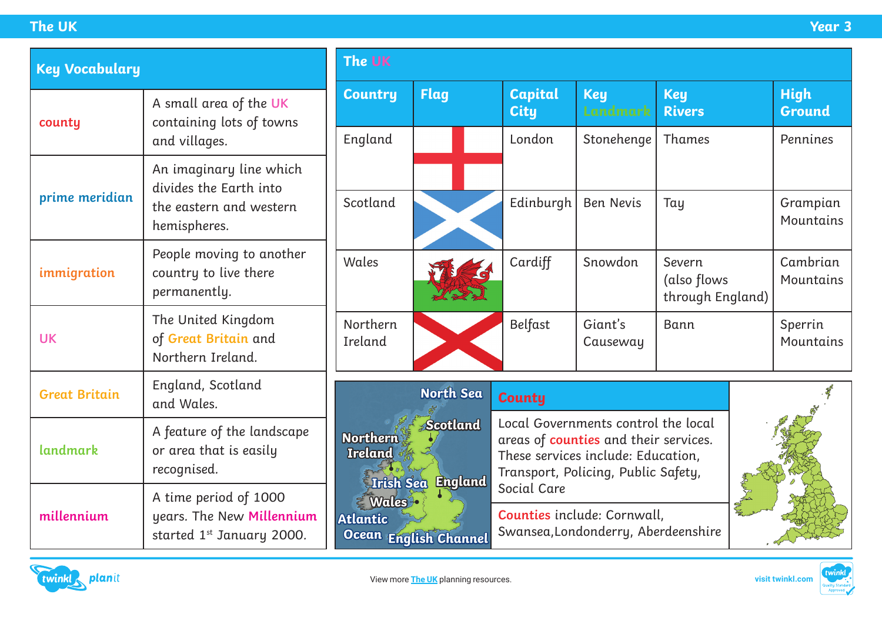# The UK

Year 3

## Key Vocabulary

| Term | Definition |
| --- | --- |
| county | A small area of the UK containing lots of towns and villages. |
| prime meridian | An imaginary line which divides the Earth into the eastern and western hemispheres. |
| immigration | People moving to another country to live there permanently. |
| UK | The United Kingdom of Great Britain and Northern Ireland. |
| Great Britain | England, Scotland and Wales. |
| landmark | A feature of the landscape or area that is easily recognised. |
| millennium | A time period of 1000 years. The New Millennium started 1st January 2000. |

## The UK

| Country | Flag | Capital City | Key Landmark | Key Rivers | High Ground |
| --- | --- | --- | --- | --- | --- |
| England | | London | Stonehenge | Thames | Pennines |
| Scotland | | Edinburgh | Ben Nevis | Tay | Grampian Mountains |
| Wales | | Cardiff | Snowdon | Severn (also flows through England) | Cambrian Mountains |
| Northern Ireland | | Belfast | Giant's Causeway | Bann | Sperrin Mountains |

North Sea, Scotland, Northern Ireland, Irish Sea, England, Wales, Atlantic Ocean, English Channel

## County

Local Governments control the local areas of counties and their services. These services include: Education, Transport, Policing, Public Safety, Social Care

Counties include: Cornwall, Swansea,Londonderry, Aberdeenshire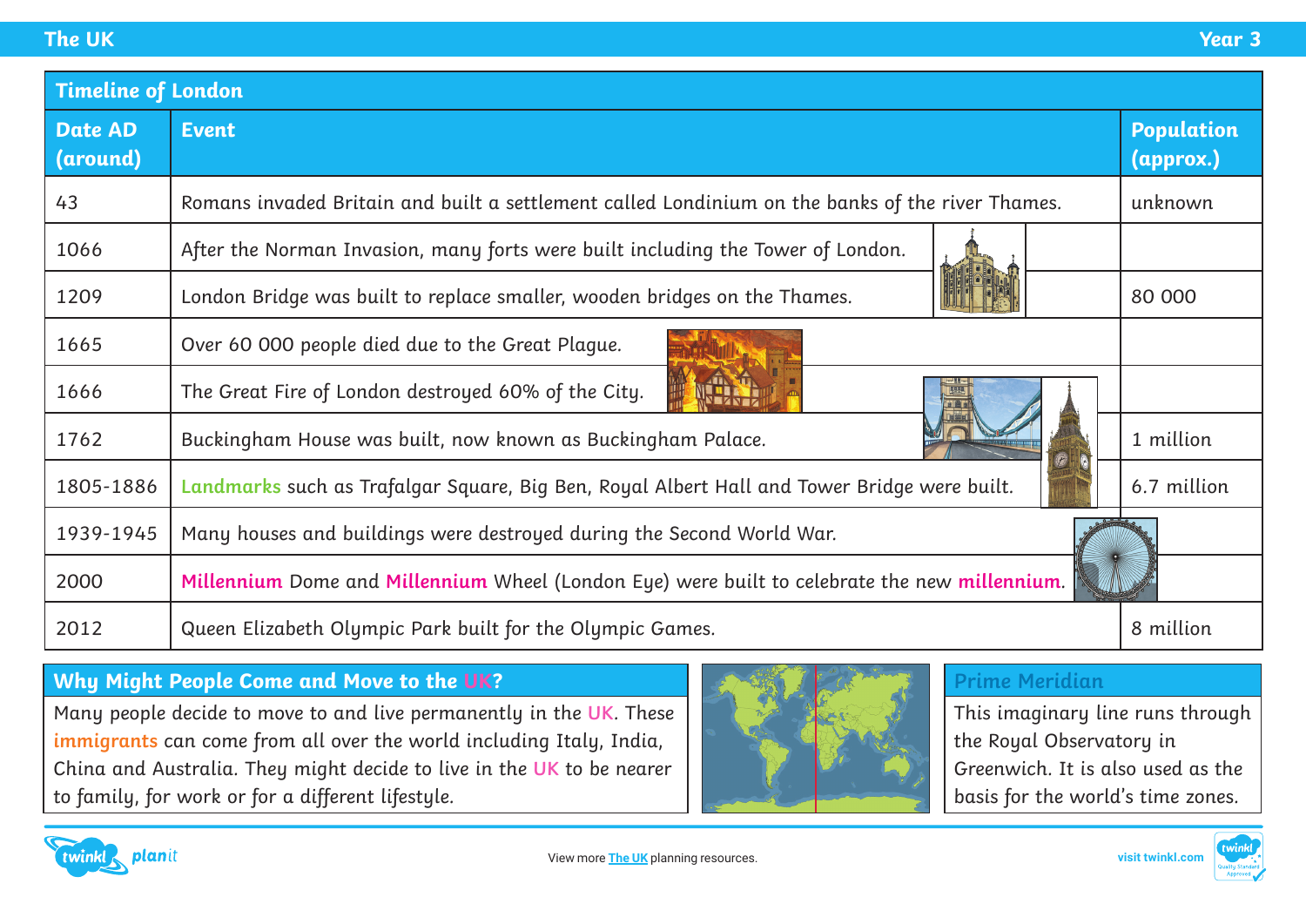## Timeline of London

| Date AD (around) | Event | Population (approx.) |
| --- | --- | --- |
| 43 | Romans invaded Britain and built a settlement called Londinium on the banks of the river Thames. | unknown |
| 1066 | After the Norman Invasion, many forts were built including the Tower of London. | |
| 1209 | London Bridge was built to replace smaller, wooden bridges on the Thames. | 80 000 |
| 1665 | Over 60 000 people died due to the Great Plague. | |
| 1666 | The Great Fire of London destroyed 60% of the City. | |
| 1762 | Buckingham House was built, now known as Buckingham Palace. | 1 million |
| 1805-1886 | **Landmarks** such as Trafalgar Square, Big Ben, Royal Albert Hall and Tower Bridge were built. | 6.7 million |
| 1939-1945 | Many houses and buildings were destroyed during the Second World War. | |
| 2000 | **Millennium** Dome and **Millennium** Wheel (London Eye) were built to celebrate the new **millennium**. | |
| 2012 | Queen Elizabeth Olympic Park built for the Olympic Games. | 8 million |

## Why Might People Come and Move to the UK?

Many people decide to move to and live permanently in the **UK**. These **immigrants** can come from all over the world including Italy, India, China and Australia. They might decide to live in the **UK** to be nearer to family, for work or for a different lifestyle.

## Prime Meridian

This imaginary line runs through the Royal Observatory in Greenwich. It is also used as the basis for the world's time zones.